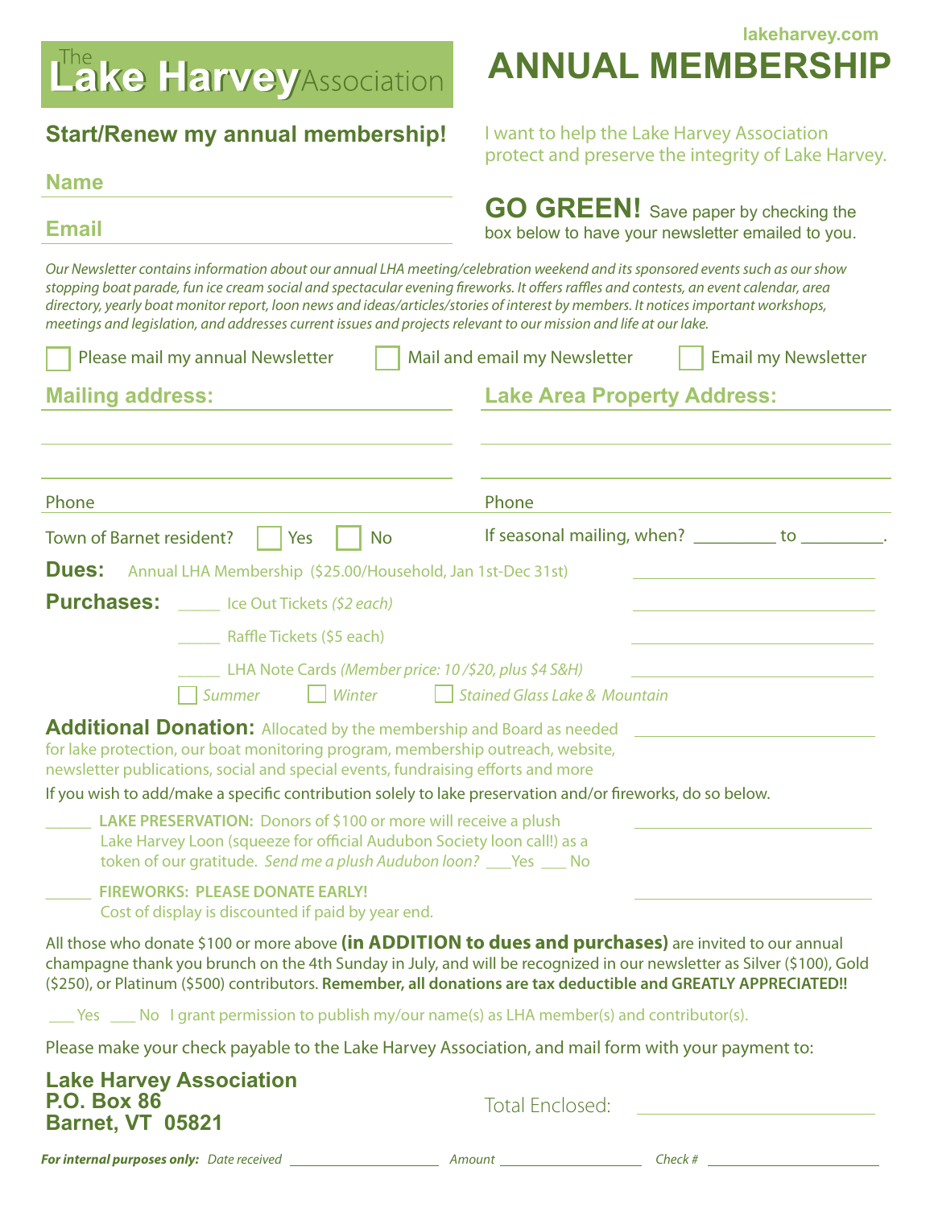# The Lake Harvey Association

lakeharvey.com

# ANNUAL MEMBERSHIP

## Start/Renew my annual membership!

I want to help the Lake Harvey Association protect and preserve the integrity of Lake Harvey.

**Name** ______________________________

**Email** ______________________________

**GO GREEN!** Save paper by checking the box below to have your newsletter emailed to you.

*Our Newsletter contains information about our annual LHA meeting/celebration weekend and its sponsored events such as our show stopping boat parade, fun ice cream social and spectacular evening fireworks. It offers raffles and contests, an event calendar, area directory, yearly boat monitor report, loon news and ideas/articles/stories of interest by members. It notices important workshops, meetings and legislation, and addresses current issues and projects relevant to our mission and life at our lake.*

☐ Please mail my annual Newsletter ☐ Mail and email my Newsletter ☐ Email my Newsletter

**Mailing address:** ______________________________

______________________________

______________________________

Phone ______________________________

**Lake Area Property Address:** ______________________________

______________________________

______________________________

Phone ______________________________

Town of Barnet resident? ☐ Yes ☐ No

If seasonal mailing, when? _________ to _________.

**Dues:** Annual LHA Membership ($25.00/Household, Jan 1st-Dec 31st) ______________________

**Purchases:** _____ Ice Out Tickets *($2 each)* ______________________

_____ Raffle Tickets ($5 each) ______________________

_____ LHA Note Cards *(Member price: 10 /$20, plus $4 S&H)* ______________________

☐ *Summer* ☐ *Winter* ☐ *Stained Glass Lake & Mountain*

**Additional Donation:** Allocated by the membership and Board as needed for lake protection, our boat monitoring program, membership outreach, website, newsletter publications, social and special events, fundraising efforts and more ______________________

If you wish to add/make a specific contribution solely to lake preservation and/or fireworks, do so below.

______ **LAKE PRESERVATION:** Donors of $100 or more will receive a plush Lake Harvey Loon (squeeze for official Audubon Society loon call!) as a token of our gratitude. *Send me a plush Audubon loon?* ___Yes ___ No ______________________

______ **FIREWORKS: PLEASE DONATE EARLY!** Cost of display is discounted if paid by year end. ______________________

All those who donate $100 or more above **(in ADDITION to dues and purchases)** are invited to our annual champagne thank you brunch on the 4th Sunday in July, and will be recognized in our newsletter as Silver ($100), Gold ($250), or Platinum ($500) contributors. **Remember, all donations are tax deductible and GREATLY APPRECIATED!!**

___ Yes ___ No I grant permission to publish my/our name(s) as LHA member(s) and contributor(s).

Please make your check payable to the Lake Harvey Association, and mail form with your payment to:

**Lake Harvey Association**
**P.O. Box 86**
**Barnet, VT 05821**

Total Enclosed: ______________________

***For internal purposes only:*** *Date received* ______________ *Amount* ______________ *Check #* ______________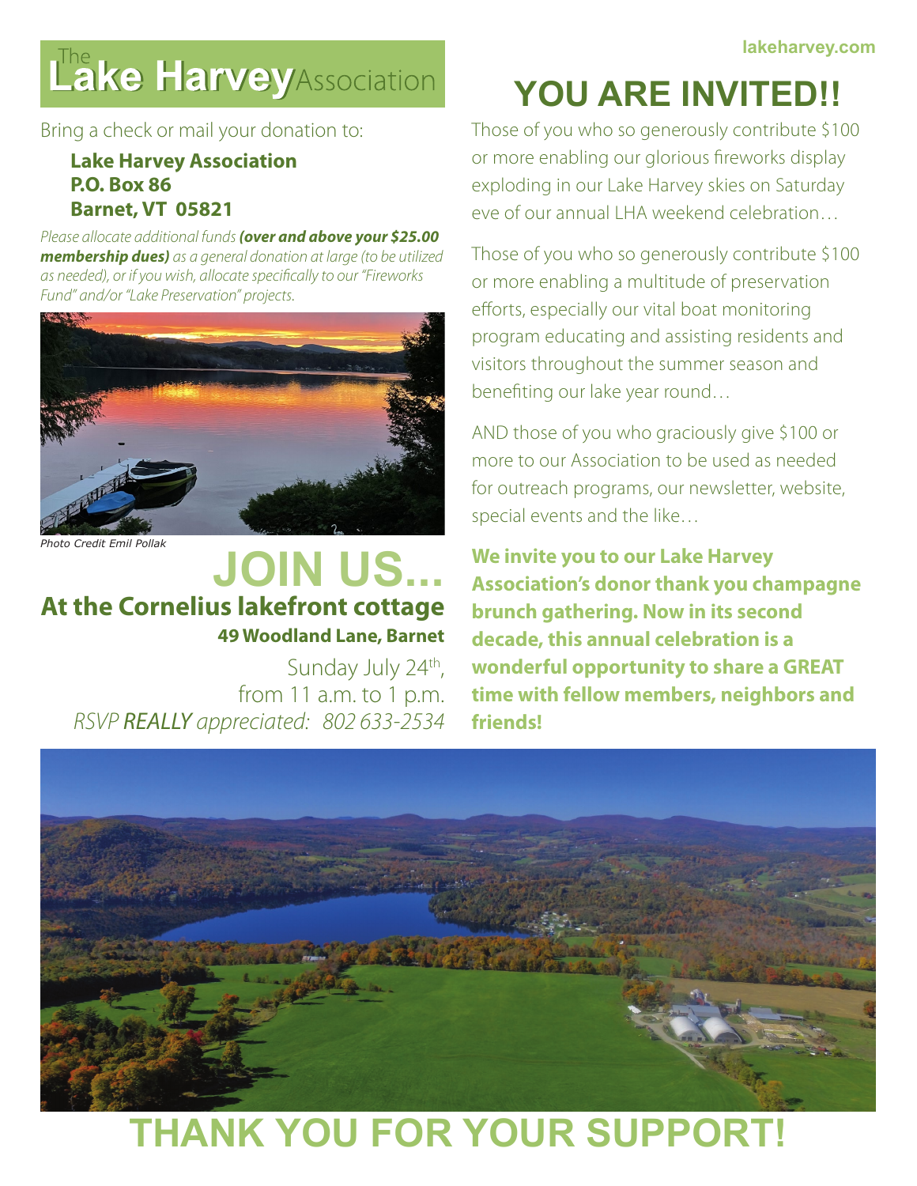# The Lake Harvey Association

lakeharvey.com

Bring a check or mail your donation to:

**Lake Harvey Association**
**P.O. Box 86**
**Barnet, VT 05821**

*Please allocate additional funds **(over and above your $25.00 membership dues)** as a general donation at large (to be utilized as needed), or if you wish, allocate specifically to our "Fireworks Fund" and/or "Lake Preservation" projects.*

*Photo Credit Emil Pollak*

# JOIN US...

## At the Cornelius lakefront cottage

**49 Woodland Lane, Barnet**

Sunday July 24th, from 11 a.m. to 1 p.m.

*RSVP **REALLY** appreciated: 802 633-2534*

# YOU ARE INVITED!!

Those of you who so generously contribute $100 or more enabling our glorious fireworks display exploding in our Lake Harvey skies on Saturday eve of our annual LHA weekend celebration…

Those of you who so generously contribute $100 or more enabling a multitude of preservation efforts, especially our vital boat monitoring program educating and assisting residents and visitors throughout the summer season and benefiting our lake year round…

AND those of you who graciously give $100 or more to our Association to be used as needed for outreach programs, our newsletter, website, special events and the like…

**We invite you to our Lake Harvey Association's donor thank you champagne brunch gathering. Now in its second decade, this annual celebration is a wonderful opportunity to share a GREAT time with fellow members, neighbors and friends!**

# THANK YOU FOR YOUR SUPPORT!